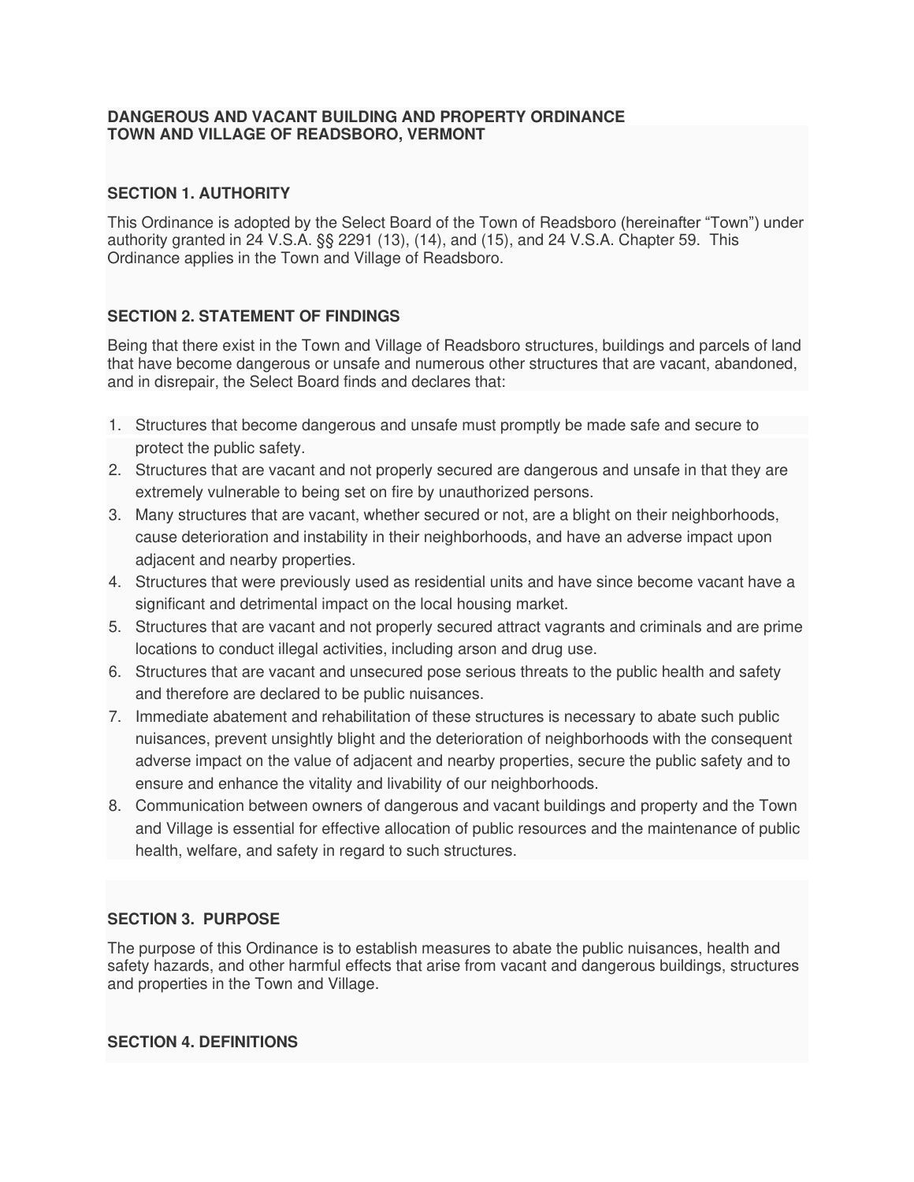# DANGEROUS AND VACANT BUILDING AND PROPERTY ORDINANCE
# TOWN AND VILLAGE OF READSBORO, VERMONT

## SECTION 1. AUTHORITY

This Ordinance is adopted by the Select Board of the Town of Readsboro (hereinafter "Town") under authority granted in 24 V.S.A. §§ 2291 (13), (14), and (15), and 24 V.S.A. Chapter 59. This Ordinance applies in the Town and Village of Readsboro.

## SECTION 2. STATEMENT OF FINDINGS

Being that there exist in the Town and Village of Readsboro structures, buildings and parcels of land that have become dangerous or unsafe and numerous other structures that are vacant, abandoned, and in disrepair, the Select Board finds and declares that:

1. Structures that become dangerous and unsafe must promptly be made safe and secure to protect the public safety.
2. Structures that are vacant and not properly secured are dangerous and unsafe in that they are extremely vulnerable to being set on fire by unauthorized persons.
3. Many structures that are vacant, whether secured or not, are a blight on their neighborhoods, cause deterioration and instability in their neighborhoods, and have an adverse impact upon adjacent and nearby properties.
4. Structures that were previously used as residential units and have since become vacant have a significant and detrimental impact on the local housing market.
5. Structures that are vacant and not properly secured attract vagrants and criminals and are prime locations to conduct illegal activities, including arson and drug use.
6. Structures that are vacant and unsecured pose serious threats to the public health and safety and therefore are declared to be public nuisances.
7. Immediate abatement and rehabilitation of these structures is necessary to abate such public nuisances, prevent unsightly blight and the deterioration of neighborhoods with the consequent adverse impact on the value of adjacent and nearby properties, secure the public safety and to ensure and enhance the vitality and livability of our neighborhoods.
8. Communication between owners of dangerous and vacant buildings and property and the Town and Village is essential for effective allocation of public resources and the maintenance of public health, welfare, and safety in regard to such structures.

## SECTION 3. PURPOSE

The purpose of this Ordinance is to establish measures to abate the public nuisances, health and safety hazards, and other harmful effects that arise from vacant and dangerous buildings, structures and properties in the Town and Village.

## SECTION 4. DEFINITIONS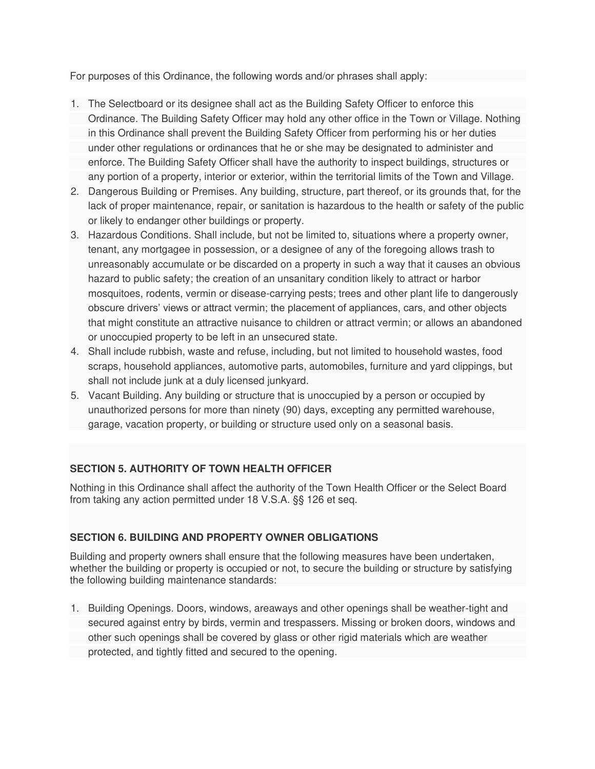For purposes of this Ordinance, the following words and/or phrases shall apply:

1. The Selectboard or its designee shall act as the Building Safety Officer to enforce this Ordinance. The Building Safety Officer may hold any other office in the Town or Village. Nothing in this Ordinance shall prevent the Building Safety Officer from performing his or her duties under other regulations or ordinances that he or she may be designated to administer and enforce. The Building Safety Officer shall have the authority to inspect buildings, structures or any portion of a property, interior or exterior, within the territorial limits of the Town and Village.
2. Dangerous Building or Premises. Any building, structure, part thereof, or its grounds that, for the lack of proper maintenance, repair, or sanitation is hazardous to the health or safety of the public or likely to endanger other buildings or property.
3. Hazardous Conditions. Shall include, but not be limited to, situations where a property owner, tenant, any mortgagee in possession, or a designee of any of the foregoing allows trash to unreasonably accumulate or be discarded on a property in such a way that it causes an obvious hazard to public safety; the creation of an unsanitary condition likely to attract or harbor mosquitoes, rodents, vermin or disease-carrying pests; trees and other plant life to dangerously obscure drivers' views or attract vermin; the placement of appliances, cars, and other objects that might constitute an attractive nuisance to children or attract vermin; or allows an abandoned or unoccupied property to be left in an unsecured state.
4. Shall include rubbish, waste and refuse, including, but not limited to household wastes, food scraps, household appliances, automotive parts, automobiles, furniture and yard clippings, but shall not include junk at a duly licensed junkyard.
5. Vacant Building. Any building or structure that is unoccupied by a person or occupied by unauthorized persons for more than ninety (90) days, excepting any permitted warehouse, garage, vacation property, or building or structure used only on a seasonal basis.

**SECTION 5. AUTHORITY OF TOWN HEALTH OFFICER**

Nothing in this Ordinance shall affect the authority of the Town Health Officer or the Select Board from taking any action permitted under 18 V.S.A. §§ 126 et seq.

**SECTION 6. BUILDING AND PROPERTY OWNER OBLIGATIONS**

Building and property owners shall ensure that the following measures have been undertaken, whether the building or property is occupied or not, to secure the building or structure by satisfying the following building maintenance standards:

1. Building Openings. Doors, windows, areaways and other openings shall be weather-tight and secured against entry by birds, vermin and trespassers. Missing or broken doors, windows and other such openings shall be covered by glass or other rigid materials which are weather protected, and tightly fitted and secured to the opening.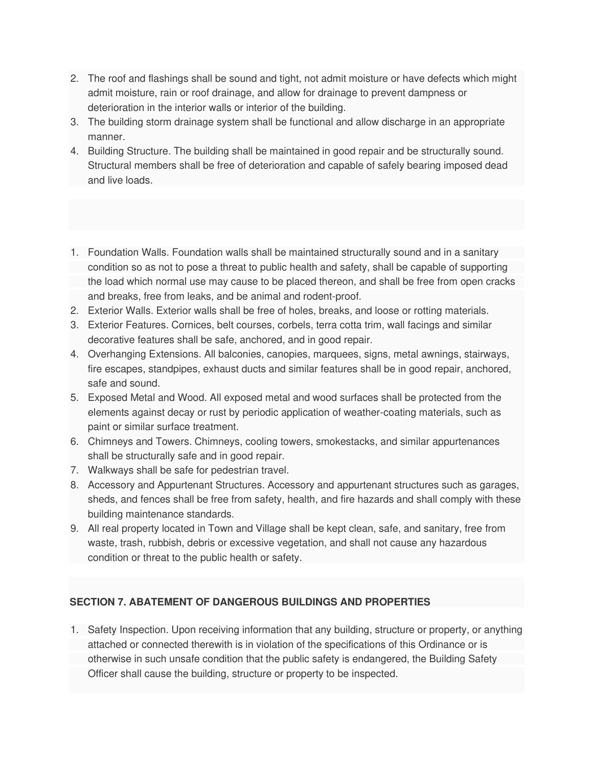2. The roof and flashings shall be sound and tight, not admit moisture or have defects which might admit moisture, rain or roof drainage, and allow for drainage to prevent dampness or deterioration in the interior walls or interior of the building.
3. The building storm drainage system shall be functional and allow discharge in an appropriate manner.
4. Building Structure. The building shall be maintained in good repair and be structurally sound. Structural members shall be free of deterioration and capable of safely bearing imposed dead and live loads.

1. Foundation Walls. Foundation walls shall be maintained structurally sound and in a sanitary condition so as not to pose a threat to public health and safety, shall be capable of supporting the load which normal use may cause to be placed thereon, and shall be free from open cracks and breaks, free from leaks, and be animal and rodent-proof.
2. Exterior Walls. Exterior walls shall be free of holes, breaks, and loose or rotting materials.
3. Exterior Features. Cornices, belt courses, corbels, terra cotta trim, wall facings and similar decorative features shall be safe, anchored, and in good repair.
4. Overhanging Extensions. All balconies, canopies, marquees, signs, metal awnings, stairways, fire escapes, standpipes, exhaust ducts and similar features shall be in good repair, anchored, safe and sound.
5. Exposed Metal and Wood. All exposed metal and wood surfaces shall be protected from the elements against decay or rust by periodic application of weather-coating materials, such as paint or similar surface treatment.
6. Chimneys and Towers. Chimneys, cooling towers, smokestacks, and similar appurtenances shall be structurally safe and in good repair.
7. Walkways shall be safe for pedestrian travel.
8. Accessory and Appurtenant Structures. Accessory and appurtenant structures such as garages, sheds, and fences shall be free from safety, health, and fire hazards and shall comply with these building maintenance standards.
9. All real property located in Town and Village shall be kept clean, safe, and sanitary, free from waste, trash, rubbish, debris or excessive vegetation, and shall not cause any hazardous condition or threat to the public health or safety.

**SECTION 7. ABATEMENT OF DANGEROUS BUILDINGS AND PROPERTIES**

1. Safety Inspection. Upon receiving information that any building, structure or property, or anything attached or connected therewith is in violation of the specifications of this Ordinance or is otherwise in such unsafe condition that the public safety is endangered, the Building Safety Officer shall cause the building, structure or property to be inspected.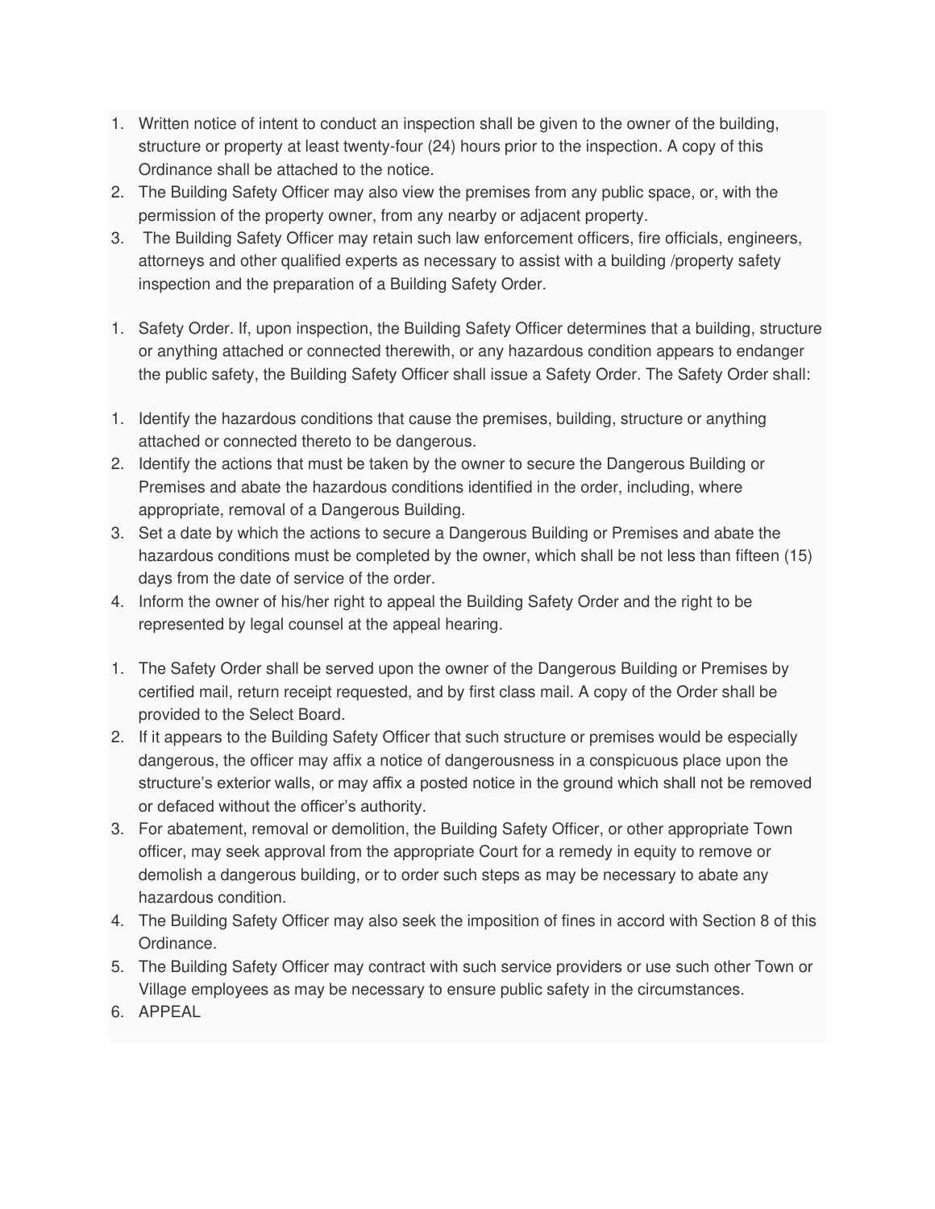1. Written notice of intent to conduct an inspection shall be given to the owner of the building, structure or property at least twenty-four (24) hours prior to the inspection. A copy of this Ordinance shall be attached to the notice.
2. The Building Safety Officer may also view the premises from any public space, or, with the permission of the property owner, from any nearby or adjacent property.
3. The Building Safety Officer may retain such law enforcement officers, fire officials, engineers, attorneys and other qualified experts as necessary to assist with a building /property safety inspection and the preparation of a Building Safety Order.

1. Safety Order. If, upon inspection, the Building Safety Officer determines that a building, structure or anything attached or connected therewith, or any hazardous condition appears to endanger the public safety, the Building Safety Officer shall issue a Safety Order. The Safety Order shall:

1. Identify the hazardous conditions that cause the premises, building, structure or anything attached or connected thereto to be dangerous.
2. Identify the actions that must be taken by the owner to secure the Dangerous Building or Premises and abate the hazardous conditions identified in the order, including, where appropriate, removal of a Dangerous Building.
3. Set a date by which the actions to secure a Dangerous Building or Premises and abate the hazardous conditions must be completed by the owner, which shall be not less than fifteen (15) days from the date of service of the order.
4. Inform the owner of his/her right to appeal the Building Safety Order and the right to be represented by legal counsel at the appeal hearing.

1. The Safety Order shall be served upon the owner of the Dangerous Building or Premises by certified mail, return receipt requested, and by first class mail. A copy of the Order shall be provided to the Select Board.
2. If it appears to the Building Safety Officer that such structure or premises would be especially dangerous, the officer may affix a notice of dangerousness in a conspicuous place upon the structure's exterior walls, or may affix a posted notice in the ground which shall not be removed or defaced without the officer's authority.
3. For abatement, removal or demolition, the Building Safety Officer, or other appropriate Town officer, may seek approval from the appropriate Court for a remedy in equity to remove or demolish a dangerous building, or to order such steps as may be necessary to abate any hazardous condition.
4. The Building Safety Officer may also seek the imposition of fines in accord with Section 8 of this Ordinance.
5. The Building Safety Officer may contract with such service providers or use such other Town or Village employees as may be necessary to ensure public safety in the circumstances.
6. APPEAL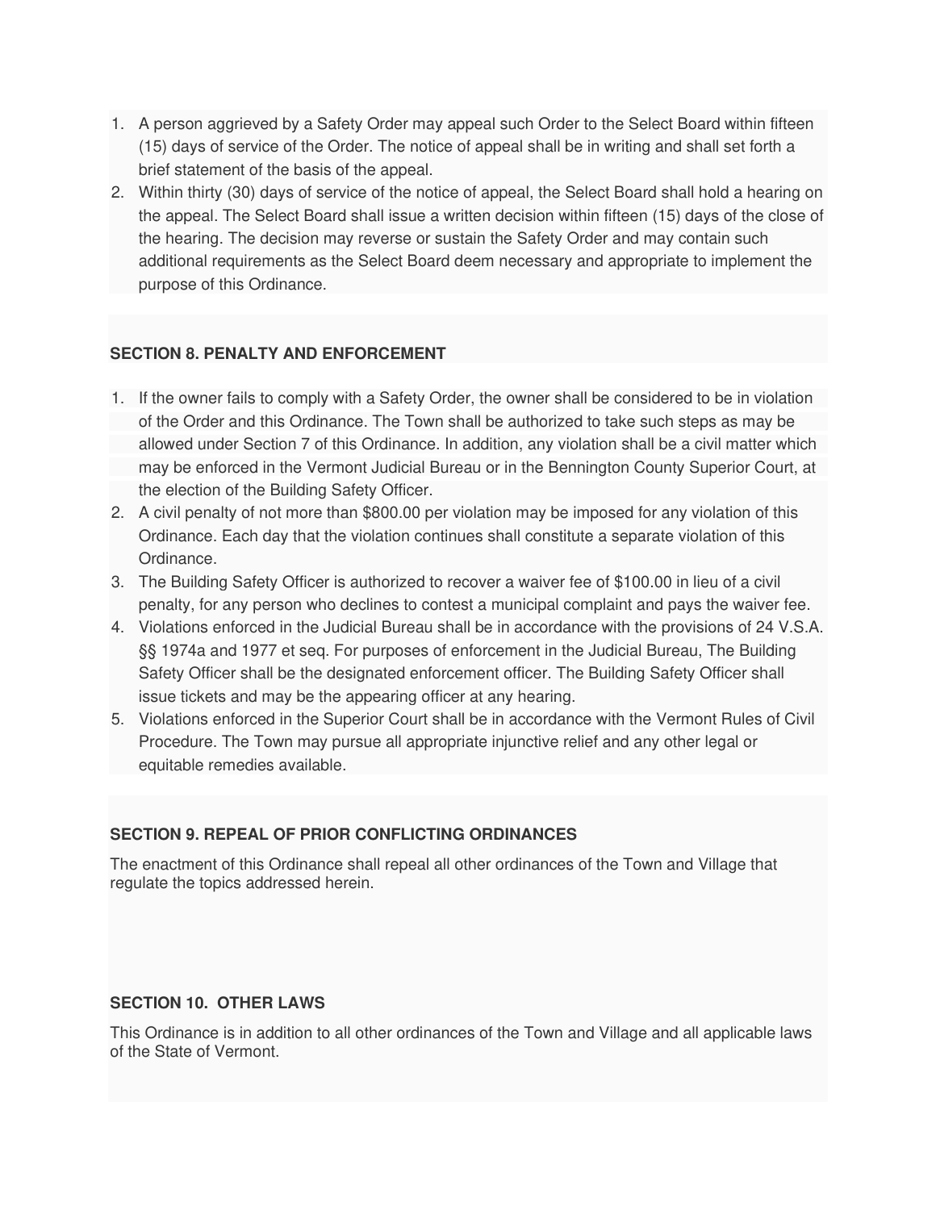1. A person aggrieved by a Safety Order may appeal such Order to the Select Board within fifteen (15) days of service of the Order. The notice of appeal shall be in writing and shall set forth a brief statement of the basis of the appeal.
2. Within thirty (30) days of service of the notice of appeal, the Select Board shall hold a hearing on the appeal. The Select Board shall issue a written decision within fifteen (15) days of the close of the hearing. The decision may reverse or sustain the Safety Order and may contain such additional requirements as the Select Board deem necessary and appropriate to implement the purpose of this Ordinance.

**SECTION 8. PENALTY AND ENFORCEMENT**

1. If the owner fails to comply with a Safety Order, the owner shall be considered to be in violation of the Order and this Ordinance. The Town shall be authorized to take such steps as may be allowed under Section 7 of this Ordinance. In addition, any violation shall be a civil matter which may be enforced in the Vermont Judicial Bureau or in the Bennington County Superior Court, at the election of the Building Safety Officer.
2. A civil penalty of not more than $800.00 per violation may be imposed for any violation of this Ordinance. Each day that the violation continues shall constitute a separate violation of this Ordinance.
3. The Building Safety Officer is authorized to recover a waiver fee of $100.00 in lieu of a civil penalty, for any person who declines to contest a municipal complaint and pays the waiver fee.
4. Violations enforced in the Judicial Bureau shall be in accordance with the provisions of 24 V.S.A. §§ 1974a and 1977 et seq. For purposes of enforcement in the Judicial Bureau, The Building Safety Officer shall be the designated enforcement officer. The Building Safety Officer shall issue tickets and may be the appearing officer at any hearing.
5. Violations enforced in the Superior Court shall be in accordance with the Vermont Rules of Civil Procedure. The Town may pursue all appropriate injunctive relief and any other legal or equitable remedies available.

**SECTION 9. REPEAL OF PRIOR CONFLICTING ORDINANCES**

The enactment of this Ordinance shall repeal all other ordinances of the Town and Village that regulate the topics addressed herein.

**SECTION 10. OTHER LAWS**

This Ordinance is in addition to all other ordinances of the Town and Village and all applicable laws of the State of Vermont.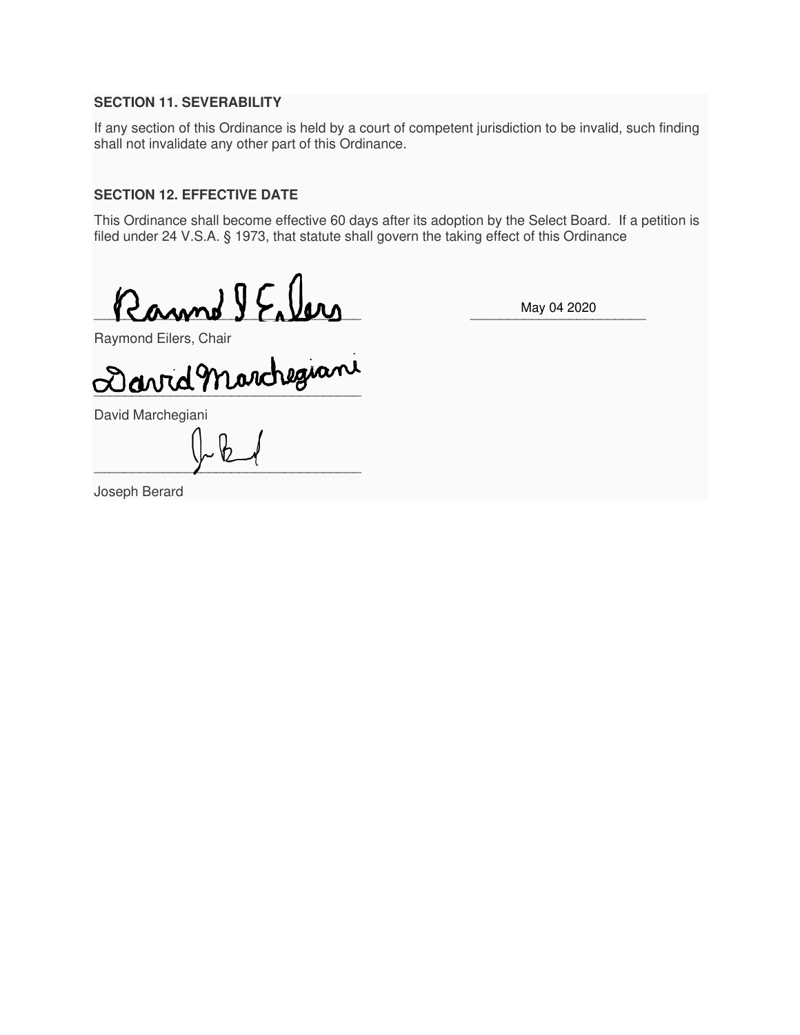**SECTION 11. SEVERABILITY**

If any section of this Ordinance is held by a court of competent jurisdiction to be invalid, such finding shall not invalidate any other part of this Ordinance.

**SECTION 12. EFFECTIVE DATE**

This Ordinance shall become effective 60 days after its adoption by the Select Board. If a petition is filed under 24 V.S.A. § 1973, that statute shall govern the taking effect of this Ordinance

_______________________________ May 04 2020

Raymond Eilers, Chair

_______________________________

David Marchegiani

_______________________________

Joseph Berard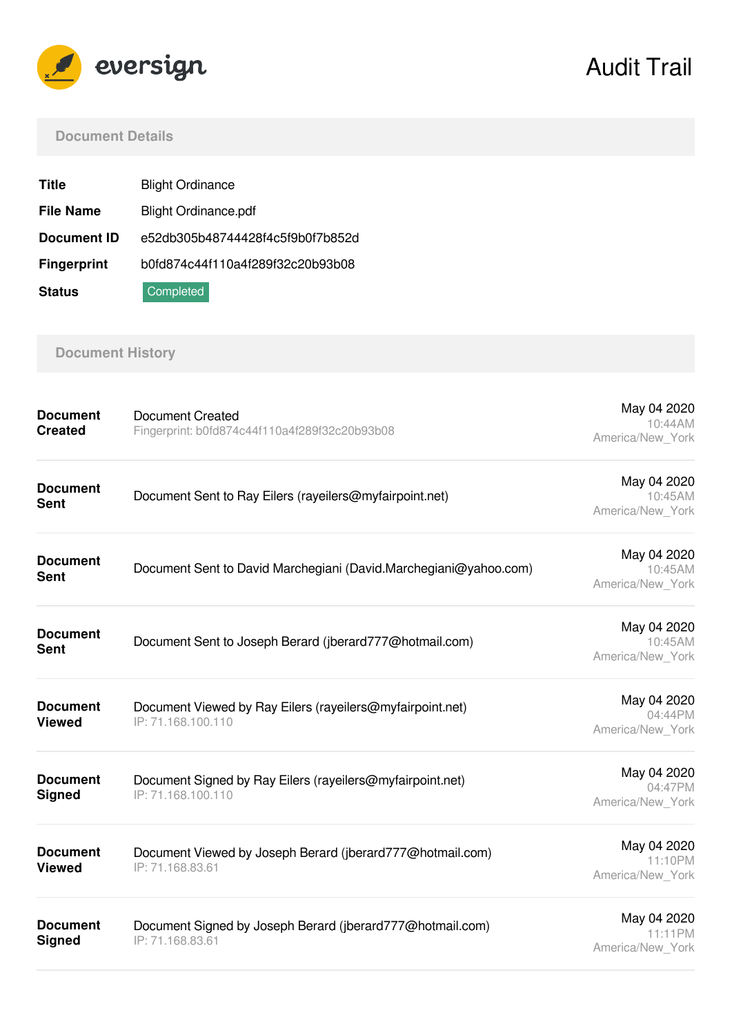eversign

# Audit Trail

## Document Details

| | |
|---|---|
| **Title** | Blight Ordinance |
| **File Name** | Blight Ordinance.pdf |
| **Document ID** | e52db305b48744428f4c5f9b0f7b852d |
| **Fingerprint** | b0fd874c44f110a4f289f32c20b93b08 |
| **Status** | Completed |

## Document History

| | | |
|---|---|---|
| **Document Created** | Document Created<br>Fingerprint: b0fd874c44f110a4f289f32c20b93b08 | May 04 2020<br>10:44AM<br>America/New_York |
| **Document Sent** | Document Sent to Ray Eilers (rayeilers@myfairpoint.net) | May 04 2020<br>10:45AM<br>America/New_York |
| **Document Sent** | Document Sent to David Marchegiani (David.Marchegiani@yahoo.com) | May 04 2020<br>10:45AM<br>America/New_York |
| **Document Sent** | Document Sent to Joseph Berard (jberard777@hotmail.com) | May 04 2020<br>10:45AM<br>America/New_York |
| **Document Viewed** | Document Viewed by Ray Eilers (rayeilers@myfairpoint.net)<br>IP: 71.168.100.110 | May 04 2020<br>04:44PM<br>America/New_York |
| **Document Signed** | Document Signed by Ray Eilers (rayeilers@myfairpoint.net)<br>IP: 71.168.100.110 | May 04 2020<br>04:47PM<br>America/New_York |
| **Document Viewed** | Document Viewed by Joseph Berard (jberard777@hotmail.com)<br>IP: 71.168.83.61 | May 04 2020<br>11:10PM<br>America/New_York |
| **Document Signed** | Document Signed by Joseph Berard (jberard777@hotmail.com)<br>IP: 71.168.83.61 | May 04 2020<br>11:11PM<br>America/New_York |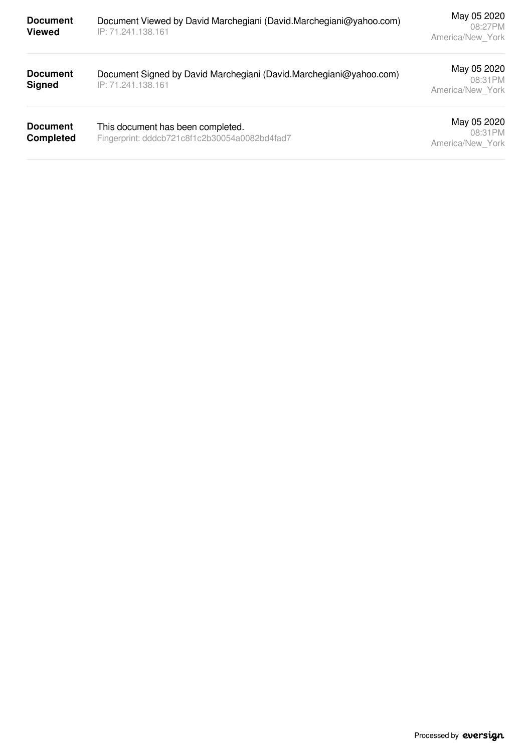| | | |
|---|---|---|
| **Document Viewed** | Document Viewed by David Marchegiani (David.Marchegiani@yahoo.com)<br>IP: 71.241.138.161 | May 05 2020<br>08:27PM<br>America/New_York |
| **Document Signed** | Document Signed by David Marchegiani (David.Marchegiani@yahoo.com)<br>IP: 71.241.138.161 | May 05 2020<br>08:31PM<br>America/New_York |
| **Document Completed** | This document has been completed.<br>Fingerprint: dddcb721c8f1c2b30054a0082bd4fad7 | May 05 2020<br>08:31PM<br>America/New_York |

Processed by eversign